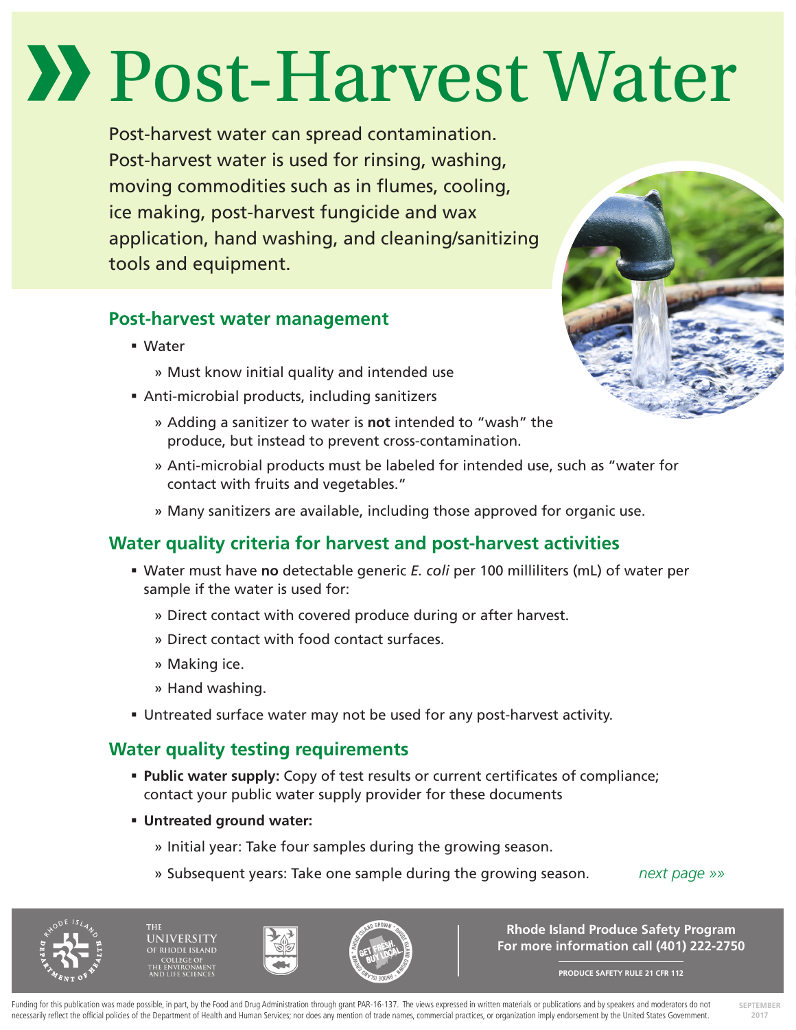# Post-Harvest Water

Post-harvest water can spread contamination. Post-harvest water is used for rinsing, washing, moving commodities such as in flumes, cooling, ice making, post-harvest fungicide and wax application, hand washing, and cleaning/sanitizing tools and equipment.

## Post-harvest water management

- Water
  - Must know initial quality and intended use
- Anti-microbial products, including sanitizers
  - Adding a sanitizer to water is **not** intended to "wash" the produce, but instead to prevent cross-contamination.
  - Anti-microbial products must be labeled for intended use, such as "water for contact with fruits and vegetables."
  - Many sanitizers are available, including those approved for organic use.

## Water quality criteria for harvest and post-harvest activities

- Water must have **no** detectable generic *E. coli* per 100 milliliters (mL) of water per sample if the water is used for:
  - Direct contact with covered produce during or after harvest.
  - Direct contact with food contact surfaces.
  - Making ice.
  - Hand washing.
- Untreated surface water may not be used for any post-harvest activity.

## Water quality testing requirements

- **Public water supply:** Copy of test results or current certificates of compliance; contact your public water supply provider for these documents
- **Untreated ground water:**
  - Initial year: Take four samples during the growing season.
  - Subsequent years: Take one sample during the growing season.

*next page »»*

**Rhode Island Produce Safety Program**
**For more information call (401) 222-2750**

PRODUCE SAFETY RULE 21 CFR 112

Funding for this publication was made possible, in part, by the Food and Drug Administration through grant PAR-16-137. The views expressed in written materials or publications and by speakers and moderators do not necessarily reflect the official policies of the Department of Health and Human Services; nor does any mention of trade names, commercial practices, or organization imply endorsement by the United States Government.

SEPTEMBER 2017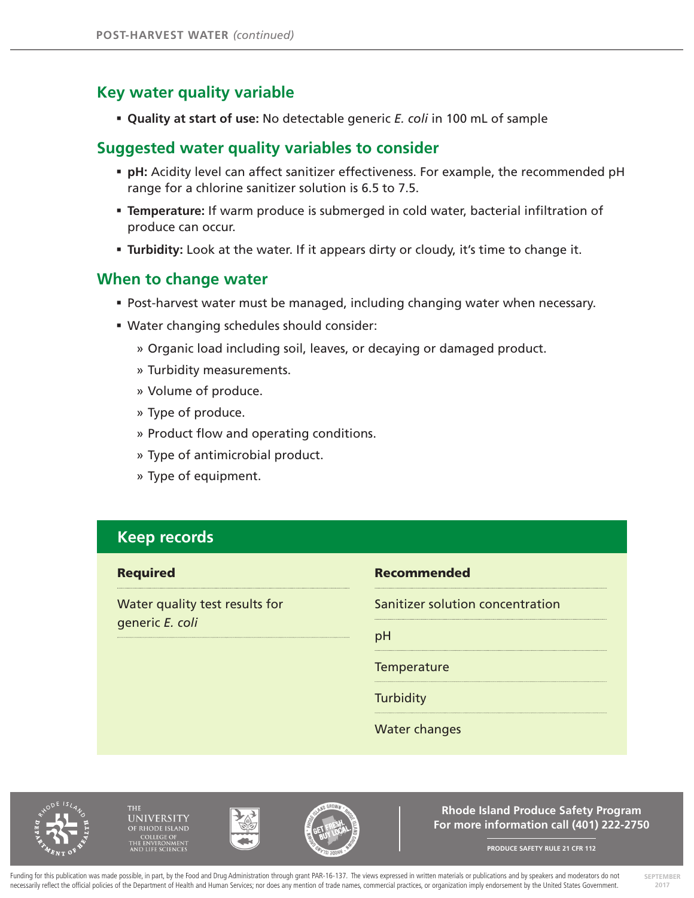## Key water quality variable

- **Quality at start of use:** No detectable generic *E. coli* in 100 mL of sample

## Suggested water quality variables to consider

- **pH:** Acidity level can affect sanitizer effectiveness. For example, the recommended pH range for a chlorine sanitizer solution is 6.5 to 7.5.
- **Temperature:** If warm produce is submerged in cold water, bacterial infiltration of produce can occur.
- **Turbidity:** Look at the water. If it appears dirty or cloudy, it's time to change it.

## When to change water

- Post-harvest water must be managed, including changing water when necessary.
- Water changing schedules should consider:
  - » Organic load including soil, leaves, or decaying or damaged product.
  - » Turbidity measurements.
  - » Volume of produce.
  - » Type of produce.
  - » Product flow and operating conditions.
  - » Type of antimicrobial product.
  - » Type of equipment.

## Keep records

| Required | Recommended |
|---|---|
| Water quality test results for generic *E. coli* | Sanitizer solution concentration |
| | pH |
| | Temperature |
| | Turbidity |
| | Water changes |

**Rhode Island Produce Safety Program**
**For more information call (401) 222-2750**

PRODUCE SAFETY RULE 21 CFR 112

Funding for this publication was made possible, in part, by the Food and Drug Administration through grant PAR-16-137. The views expressed in written materials or publications and by speakers and moderators do not necessarily reflect the official policies of the Department of Health and Human Services; nor does any mention of trade names, commercial practices, or organization imply endorsement by the United States Government.

SEPTEMBER 2017